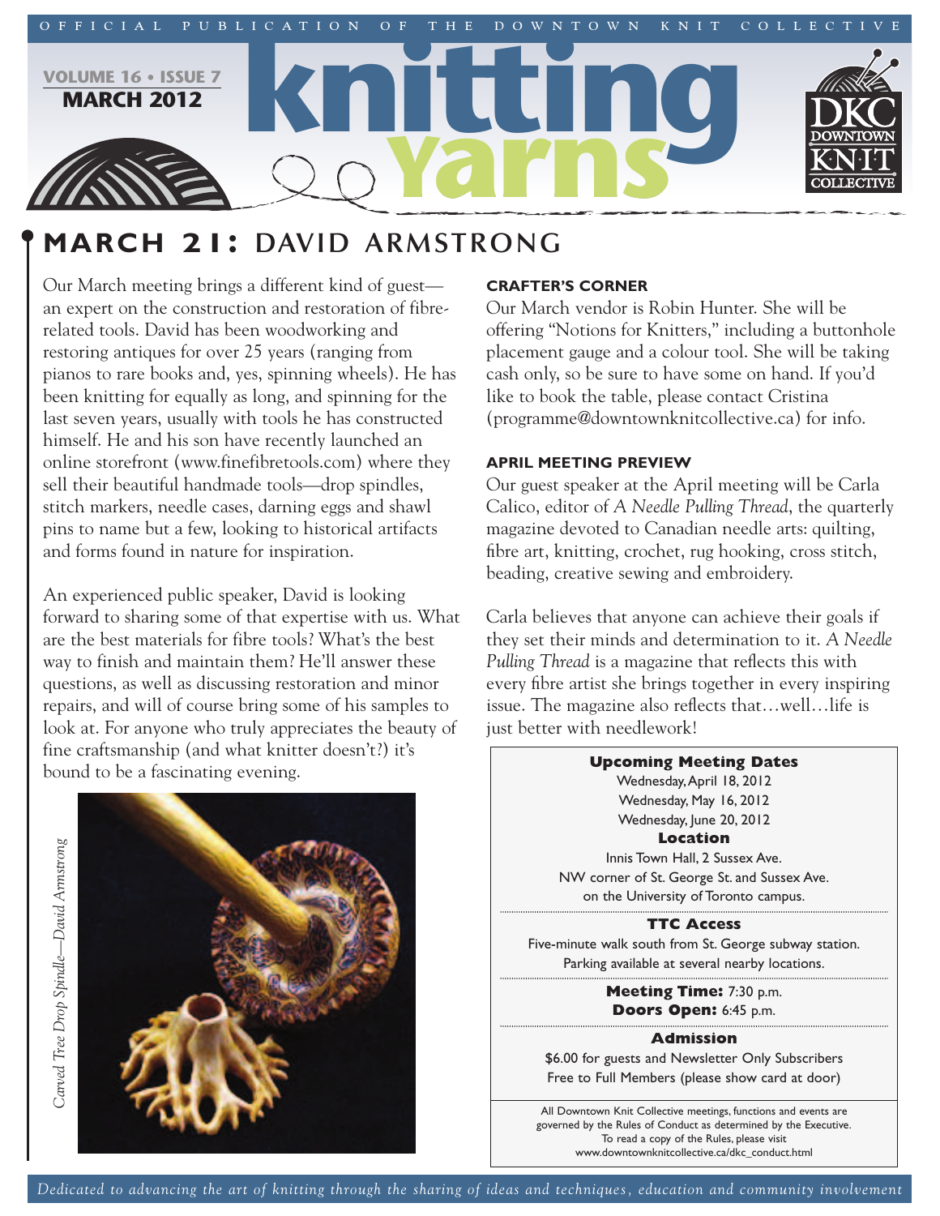OFFICIAL PUBLICATION OF THE DOWNTOWN KNIT COLLECTIVE

VOLUME 16 • ISSUE 7
MARCH 2012

# knitting Yarns

## MARCH 21: DAVID ARMSTRONG

Our March meeting brings a different kind of guest—an expert on the construction and restoration of fibre-related tools. David has been woodworking and restoring antiques for over 25 years (ranging from pianos to rare books and, yes, spinning wheels). He has been knitting for equally as long, and spinning for the last seven years, usually with tools he has constructed himself. He and his son have recently launched an online storefront (www.finefibretools.com) where they sell their beautiful handmade tools—drop spindles, stitch markers, needle cases, darning eggs and shawl pins to name but a few, looking to historical artifacts and forms found in nature for inspiration.

An experienced public speaker, David is looking forward to sharing some of that expertise with us. What are the best materials for fibre tools? What's the best way to finish and maintain them? He'll answer these questions, as well as discussing restoration and minor repairs, and will of course bring some of his samples to look at. For anyone who truly appreciates the beauty of fine craftsmanship (and what knitter doesn't?) it's bound to be a fascinating evening.

*Carved Tree Drop Spindle—David Armstrong*

### CRAFTER'S CORNER

Our March vendor is Robin Hunter. She will be offering "Notions for Knitters," including a buttonhole placement gauge and a colour tool. She will be taking cash only, so be sure to have some on hand. If you'd like to book the table, please contact Cristina (programme@downtownknitcollective.ca) for info.

### APRIL MEETING PREVIEW

Our guest speaker at the April meeting will be Carla Calico, editor of *A Needle Pulling Thread*, the quarterly magazine devoted to Canadian needle arts: quilting, fibre art, knitting, crochet, rug hooking, cross stitch, beading, creative sewing and embroidery.

Carla believes that anyone can achieve their goals if they set their minds and determination to it. *A Needle Pulling Thread* is a magazine that reflects this with every fibre artist she brings together in every inspiring issue. The magazine also reflects that…well…life is just better with needlework!

**Upcoming Meeting Dates**

Wednesday, April 18, 2012
Wednesday, May 16, 2012
Wednesday, June 20, 2012

**Location**

Innis Town Hall, 2 Sussex Ave.
NW corner of St. George St. and Sussex Ave.
on the University of Toronto campus.

**TTC Access**

Five-minute walk south from St. George subway station.
Parking available at several nearby locations.

**Meeting Time:** 7:30 p.m.
**Doors Open:** 6:45 p.m.

**Admission**

$6.00 for guests and Newsletter Only Subscribers
Free to Full Members (please show card at door)

All Downtown Knit Collective meetings, functions and events are governed by the Rules of Conduct as determined by the Executive. To read a copy of the Rules, please visit www.downtownknitcollective.ca/dkc_conduct.html

*Dedicated to advancing the art of knitting through the sharing of ideas and techniques, education and community involvement*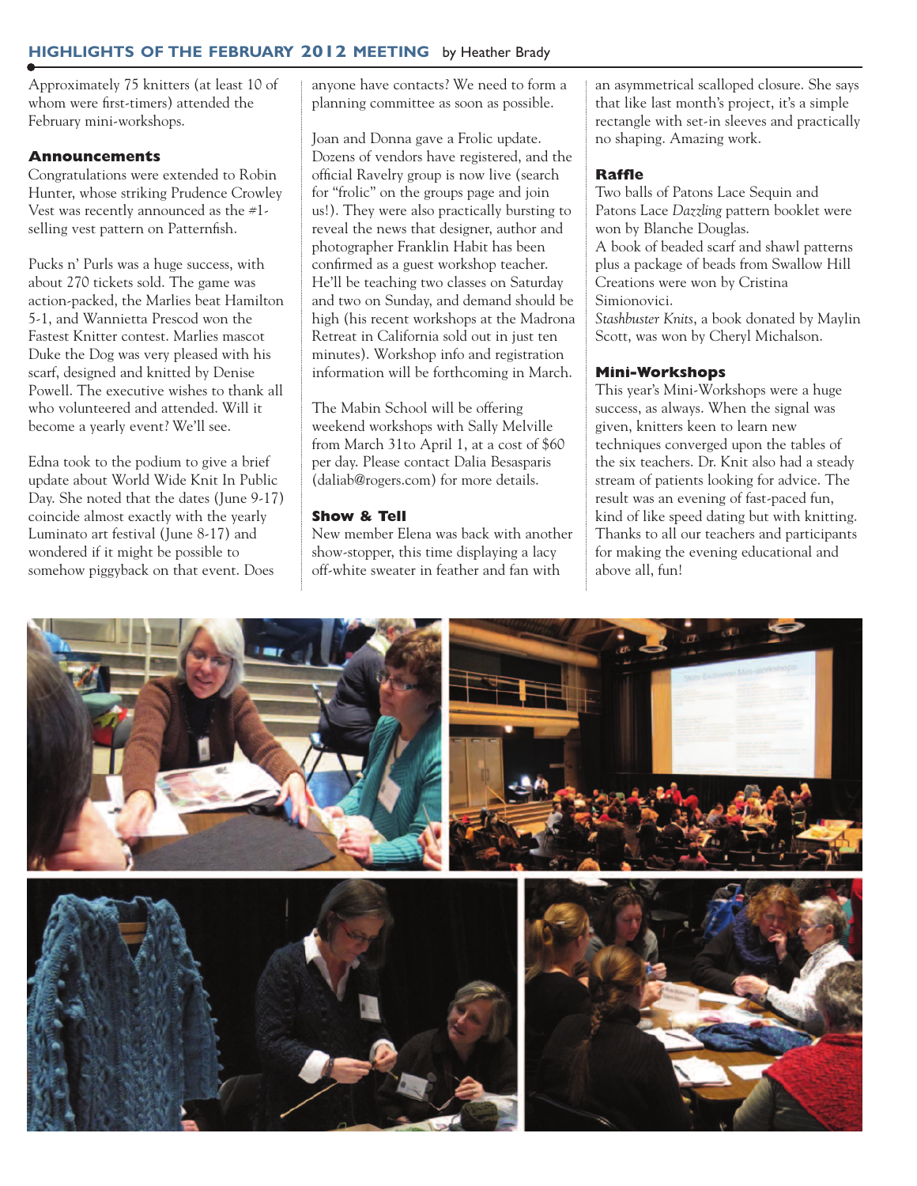## HIGHLIGHTS OF THE FEBRUARY 2012 MEETING by Heather Brady

Approximately 75 knitters (at least 10 of whom were first-timers) attended the February mini-workshops.

### Announcements

Congratulations were extended to Robin Hunter, whose striking Prudence Crowley Vest was recently announced as the #1-selling vest pattern on Patternfish.

Pucks n' Purls was a huge success, with about 270 tickets sold. The game was action-packed, the Marlies beat Hamilton 5-1, and Wannietta Prescod won the Fastest Knitter contest. Marlies mascot Duke the Dog was very pleased with his scarf, designed and knitted by Denise Powell. The executive wishes to thank all who volunteered and attended. Will it become a yearly event? We'll see.

Edna took to the podium to give a brief update about World Wide Knit In Public Day. She noted that the dates (June 9-17) coincide almost exactly with the yearly Luminato art festival (June 8-17) and wondered if it might be possible to somehow piggyback on that event. Does anyone have contacts? We need to form a planning committee as soon as possible.

Joan and Donna gave a Frolic update. Dozens of vendors have registered, and the official Ravelry group is now live (search for "frolic" on the groups page and join us!). They were also practically bursting to reveal the news that designer, author and photographer Franklin Habit has been confirmed as a guest workshop teacher. He'll be teaching two classes on Saturday and two on Sunday, and demand should be high (his recent workshops at the Madrona Retreat in California sold out in just ten minutes). Workshop info and registration information will be forthcoming in March.

The Mabin School will be offering weekend workshops with Sally Melville from March 31to April 1, at a cost of $60 per day. Please contact Dalia Besasparis (daliab@rogers.com) for more details.

### Show & Tell

New member Elena was back with another show-stopper, this time displaying a lacy off-white sweater in feather and fan with an asymmetrical scalloped closure. She says that like last month's project, it's a simple rectangle with set-in sleeves and practically no shaping. Amazing work.

### Raffle

Two balls of Patons Lace Sequin and Patons Lace *Dazzling* pattern booklet were won by Blanche Douglas.
A book of beaded scarf and shawl patterns plus a package of beads from Swallow Hill Creations were won by Cristina Simionovici.
*Stashbuster Knits*, a book donated by Maylin Scott, was won by Cheryl Michalson.

### Mini-Workshops

This year's Mini-Workshops were a huge success, as always. When the signal was given, knitters keen to learn new techniques converged upon the tables of the six teachers. Dr. Knit also had a steady stream of patients looking for advice. The result was an evening of fast-paced fun, kind of like speed dating but with knitting. Thanks to all our teachers and participants for making the evening educational and above all, fun!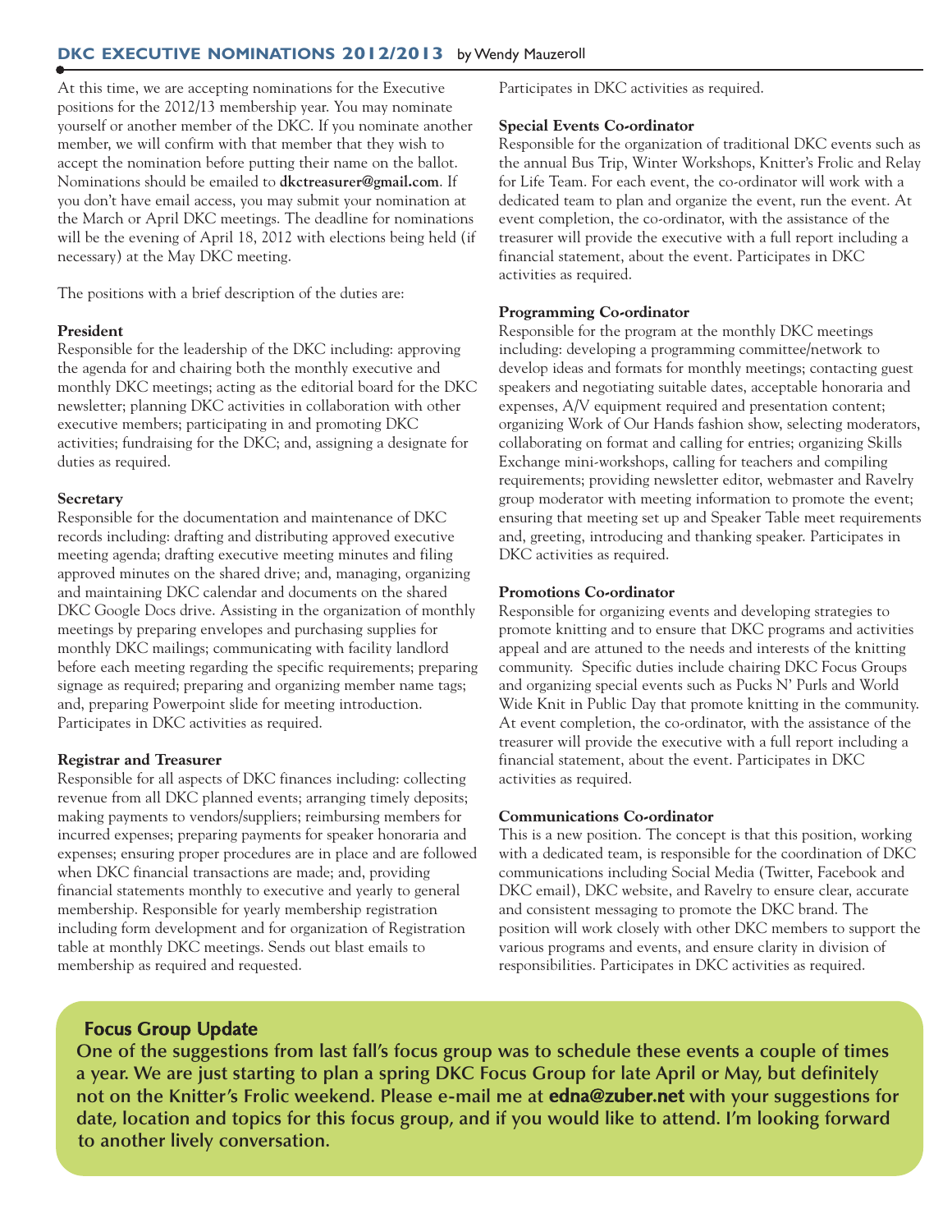## DKC EXECUTIVE NOMINATIONS 2012/2013 by Wendy Mauzeroll

At this time, we are accepting nominations for the Executive positions for the 2012/13 membership year. You may nominate yourself or another member of the DKC. If you nominate another member, we will confirm with that member that they wish to accept the nomination before putting their name on the ballot. Nominations should be emailed to **dkctreasurer@gmail.com**. If you don't have email access, you may submit your nomination at the March or April DKC meetings. The deadline for nominations will be the evening of April 18, 2012 with elections being held (if necessary) at the May DKC meeting.

The positions with a brief description of the duties are:

**President**
Responsible for the leadership of the DKC including: approving the agenda for and chairing both the monthly executive and monthly DKC meetings; acting as the editorial board for the DKC newsletter; planning DKC activities in collaboration with other executive members; participating in and promoting DKC activities; fundraising for the DKC; and, assigning a designate for duties as required.

**Secretary**
Responsible for the documentation and maintenance of DKC records including: drafting and distributing approved executive meeting agenda; drafting executive meeting minutes and filing approved minutes on the shared drive; and, managing, organizing and maintaining DKC calendar and documents on the shared DKC Google Docs drive. Assisting in the organization of monthly meetings by preparing envelopes and purchasing supplies for monthly DKC mailings; communicating with facility landlord before each meeting regarding the specific requirements; preparing signage as required; preparing and organizing member name tags; and, preparing Powerpoint slide for meeting introduction. Participates in DKC activities as required.

**Registrar and Treasurer**
Responsible for all aspects of DKC finances including: collecting revenue from all DKC planned events; arranging timely deposits; making payments to vendors/suppliers; reimbursing members for incurred expenses; preparing payments for speaker honoraria and expenses; ensuring proper procedures are in place and are followed when DKC financial transactions are made; and, providing financial statements monthly to executive and yearly to general membership. Responsible for yearly membership registration including form development and for organization of Registration table at monthly DKC meetings. Sends out blast emails to membership as required and requested. Participates in DKC activities as required.

**Special Events Co-ordinator**
Responsible for the organization of traditional DKC events such as the annual Bus Trip, Winter Workshops, Knitter's Frolic and Relay for Life Team. For each event, the co-ordinator will work with a dedicated team to plan and organize the event, run the event. At event completion, the co-ordinator, with the assistance of the treasurer will provide the executive with a full report including a financial statement, about the event. Participates in DKC activities as required.

**Programming Co-ordinator**
Responsible for the program at the monthly DKC meetings including: developing a programming committee/network to develop ideas and formats for monthly meetings; contacting guest speakers and negotiating suitable dates, acceptable honoraria and expenses, A/V equipment required and presentation content; organizing Work of Our Hands fashion show, selecting moderators, collaborating on format and calling for entries; organizing Skills Exchange mini-workshops, calling for teachers and compiling requirements; providing newsletter editor, webmaster and Ravelry group moderator with meeting information to promote the event; ensuring that meeting set up and Speaker Table meet requirements and, greeting, introducing and thanking speaker. Participates in DKC activities as required.

**Promotions Co-ordinator**
Responsible for organizing events and developing strategies to promote knitting and to ensure that DKC programs and activities appeal and are attuned to the needs and interests of the knitting community. Specific duties include chairing DKC Focus Groups and organizing special events such as Pucks N' Purls and World Wide Knit in Public Day that promote knitting in the community. At event completion, the co-ordinator, with the assistance of the treasurer will provide the executive with a full report including a financial statement, about the event. Participates in DKC activities as required.

**Communications Co-ordinator**
This is a new position. The concept is that this position, working with a dedicated team, is responsible for the coordination of DKC communications including Social Media (Twitter, Facebook and DKC email), DKC website, and Ravelry to ensure clear, accurate and consistent messaging to promote the DKC brand. The position will work closely with other DKC members to support the various programs and events, and ensure clarity in division of responsibilities. Participates in DKC activities as required.

### Focus Group Update

**One of the suggestions from last fall's focus group was to schedule these events a couple of times a year. We are just starting to plan a spring DKC Focus Group for late April or May, but definitely not on the Knitter's Frolic weekend. Please e-mail me at edna@zuber.net with your suggestions for date, location and topics for this focus group, and if you would like to attend. I'm looking forward to another lively conversation.**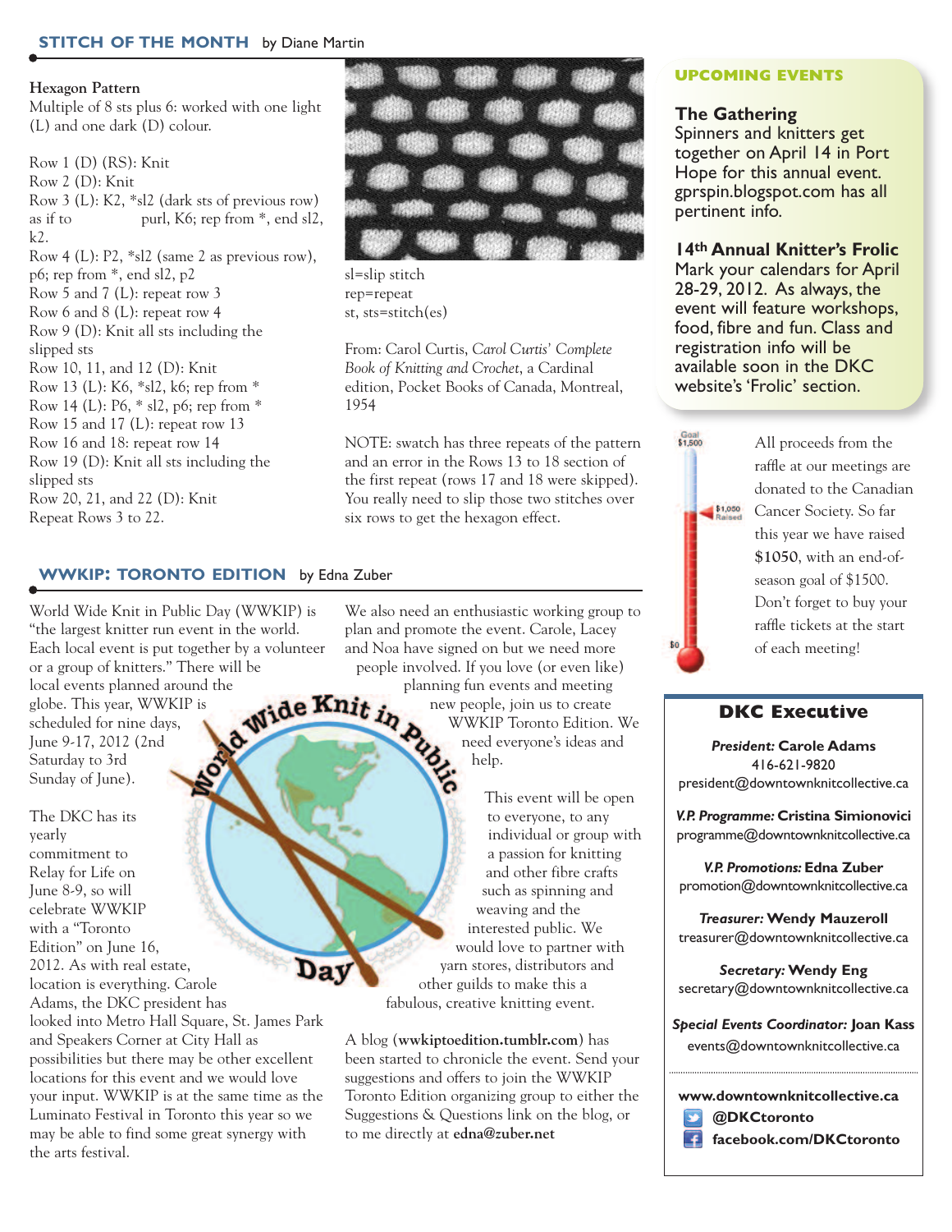## STITCH OF THE MONTH by Diane Martin

**Hexagon Pattern**

Multiple of 8 sts plus 6: worked with one light (L) and one dark (D) colour.

Row 1 (D) (RS): Knit
Row 2 (D): Knit
Row 3 (L): K2, *sl2 (dark sts of previous row) as if to purl, K6; rep from *, end sl2, k2.
Row 4 (L): P2, *sl2 (same 2 as previous row), p6; rep from *, end sl2, p2
Row 5 and 7 (L): repeat row 3
Row 6 and 8 (L): repeat row 4
Row 9 (D): Knit all sts including the slipped sts
Row 10, 11, and 12 (D): Knit
Row 13 (L): K6, *sl2, k6; rep from *
Row 14 (L): P6, * sl2, p6; rep from *
Row 15 and 17 (L): repeat row 13
Row 16 and 18: repeat row 14
Row 19 (D): Knit all sts including the slipped sts
Row 20, 21, and 22 (D): Knit
Repeat Rows 3 to 22.

sl=slip stitch
rep=repeat
st, sts=stitch(es)

From: Carol Curtis, *Carol Curtis' Complete Book of Knitting and Crochet*, a Cardinal edition, Pocket Books of Canada, Montreal, 1954

NOTE: swatch has three repeats of the pattern and an error in the Rows 13 to 18 section of the first repeat (rows 17 and 18 were skipped). You really need to slip those two stitches over six rows to get the hexagon effect.

## WWKIP: TORONTO EDITION by Edna Zuber

World Wide Knit in Public Day (WWKIP) is "the largest knitter run event in the world. Each local event is put together by a volunteer or a group of knitters." There will be local events planned around the globe. This year, WWKIP is scheduled for nine days, June 9-17, 2012 (2nd Saturday to 3rd Sunday of June).

The DKC has its yearly commitment to Relay for Life on June 8-9, so will celebrate WWKIP with a "Toronto Edition" on June 16, 2012. As with real estate, location is everything. Carole Adams, the DKC president has looked into Metro Hall Square, St. James Park and Speakers Corner at City Hall as possibilities but there may be other excellent locations for this event and we would love your input. WWKIP is at the same time as the Luminato Festival in Toronto this year so we may be able to find some great synergy with the arts festival.

We also need an enthusiastic working group to plan and promote the event. Carole, Lacey and Noa have signed on but we need more people involved. If you love (or even like) planning fun events and meeting new people, join us to create WWKIP Toronto Edition. We need everyone's ideas and help.

This event will be open to everyone, to any individual or group with a passion for knitting and other fibre crafts such as spinning and weaving and the interested public. We would love to partner with yarn stores, distributors and other guilds to make this a fabulous, creative knitting event.

A blog (**wwkiptoedition.tumblr.com**) has been started to chronicle the event. Send your suggestions and offers to join the WWKIP Toronto Edition organizing group to either the Suggestions & Questions link on the blog, or to me directly at **edna@zuber.net**

## UPCOMING EVENTS

### The Gathering

Spinners and knitters get together on April 14 in Port Hope for this annual event. gprspin.blogspot.com has all pertinent info.

### 14th Annual Knitter's Frolic

Mark your calendars for April 28-29, 2012. As always, the event will feature workshops, food, fibre and fun. Class and registration info will be available soon in the DKC website's 'Frolic' section.

Goal $1,500
$1,050 Raised
$0

All proceeds from the raffle at our meetings are donated to the Canadian Cancer Society. So far this year we have raised **$1050**, with an end-of-season goal of $1500. Don't forget to buy your raffle tickets at the start of each meeting!

## DKC Executive

***President:*** **Carole Adams**
416-621-9820
president@downtownknitcollective.ca

***V.P. Programme:*** **Cristina Simionovici**
programme@downtownknitcollective.ca

***V.P. Promotions:*** **Edna Zuber**
promotion@downtownknitcollective.ca

***Treasurer:*** **Wendy Mauzeroll**
treasurer@downtownknitcollective.ca

***Secretary:*** **Wendy Eng**
secretary@downtownknitcollective.ca

***Special Events Coordinator:*** **Joan Kass**
events@downtownknitcollective.ca

**www.downtownknitcollective.ca**
**@DKCtoronto**
**facebook.com/DKCtoronto**